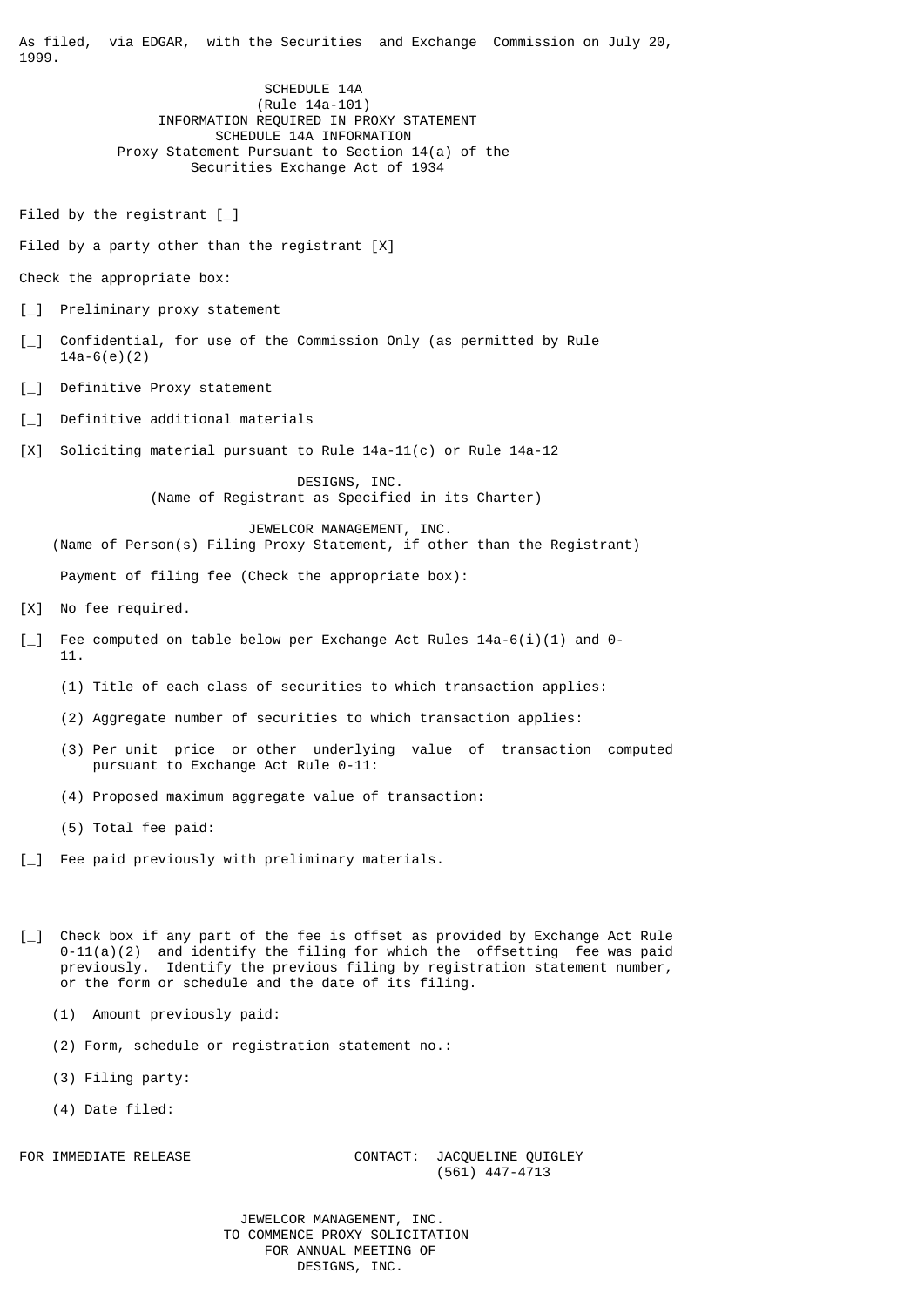As filed, via EDGAR, with the Securities and Exchange Commission on July 20, 1999.

SCHEDULE 14A
(Rule 14a-101)
INFORMATION REQUIRED IN PROXY STATEMENT
SCHEDULE 14A INFORMATION
Proxy Statement Pursuant to Section 14(a) of the
Securities Exchange Act of 1934

Filed by the registrant [_]

Filed by a party other than the registrant [X]

Check the appropriate box:

[_] Preliminary proxy statement

[_] Confidential, for use of the Commission Only (as permitted by Rule 14a-6(e)(2)

[_] Definitive Proxy statement

[_] Definitive additional materials

[X] Soliciting material pursuant to Rule 14a-11(c) or Rule 14a-12

DESIGNS, INC.
(Name of Registrant as Specified in its Charter)

JEWELCOR MANAGEMENT, INC.
(Name of Person(s) Filing Proxy Statement, if other than the Registrant)

Payment of filing fee (Check the appropriate box):

[X] No fee required.

[_] Fee computed on table below per Exchange Act Rules 14a-6(i)(1) and 0-11.

(1) Title of each class of securities to which transaction applies:

(2) Aggregate number of securities to which transaction applies:

(3) Per unit price or other underlying value of transaction computed pursuant to Exchange Act Rule 0-11:

(4) Proposed maximum aggregate value of transaction:

(5) Total fee paid:

[_] Fee paid previously with preliminary materials.

[_] Check box if any part of the fee is offset as provided by Exchange Act Rule 0-11(a)(2) and identify the filing for which the offsetting fee was paid previously. Identify the previous filing by registration statement number, or the form or schedule and the date of its filing.

(1) Amount previously paid:

(2) Form, schedule or registration statement no.:

(3) Filing party:

(4) Date filed:

FOR IMMEDIATE RELEASE CONTACT: JACQUELINE QUIGLEY
(561) 447-4713

JEWELCOR MANAGEMENT, INC.
TO COMMENCE PROXY SOLICITATION
FOR ANNUAL MEETING OF
DESIGNS, INC.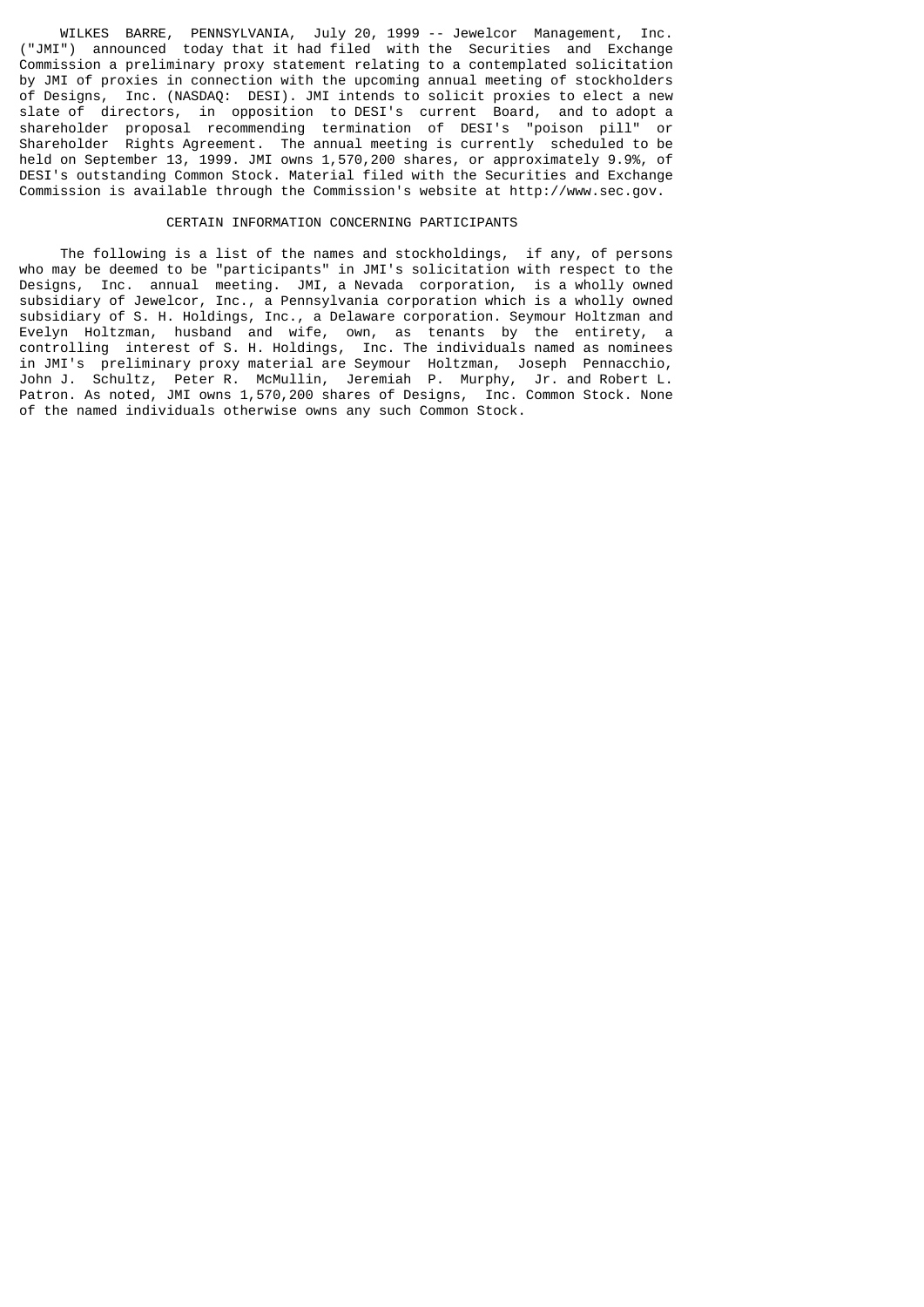WILKES BARRE, PENNSYLVANIA, July 20, 1999 -- Jewelcor Management, Inc. ("JMI") announced today that it had filed with the Securities and Exchange Commission a preliminary proxy statement relating to a contemplated solicitation by JMI of proxies in connection with the upcoming annual meeting of stockholders of Designs, Inc. (NASDAQ: DESI). JMI intends to solicit proxies to elect a new slate of directors, in opposition to DESI's current Board, and to adopt a shareholder proposal recommending termination of DESI's "poison pill" or Shareholder Rights Agreement. The annual meeting is currently scheduled to be held on September 13, 1999. JMI owns 1,570,200 shares, or approximately 9.9%, of DESI's outstanding Common Stock. Material filed with the Securities and Exchange Commission is available through the Commission's website at http://www.sec.gov.

## CERTAIN INFORMATION CONCERNING PARTICIPANTS

The following is a list of the names and stockholdings, if any, of persons who may be deemed to be "participants" in JMI's solicitation with respect to the Designs, Inc. annual meeting. JMI, a Nevada corporation, is a wholly owned subsidiary of Jewelcor, Inc., a Pennsylvania corporation which is a wholly owned subsidiary of S. H. Holdings, Inc., a Delaware corporation. Seymour Holtzman and Evelyn Holtzman, husband and wife, own, as tenants by the entirety, a controlling interest of S. H. Holdings, Inc. The individuals named as nominees in JMI's preliminary proxy material are Seymour Holtzman, Joseph Pennacchio, John J. Schultz, Peter R. McMullin, Jeremiah P. Murphy, Jr. and Robert L. Patron. As noted, JMI owns 1,570,200 shares of Designs, Inc. Common Stock. None of the named individuals otherwise owns any such Common Stock.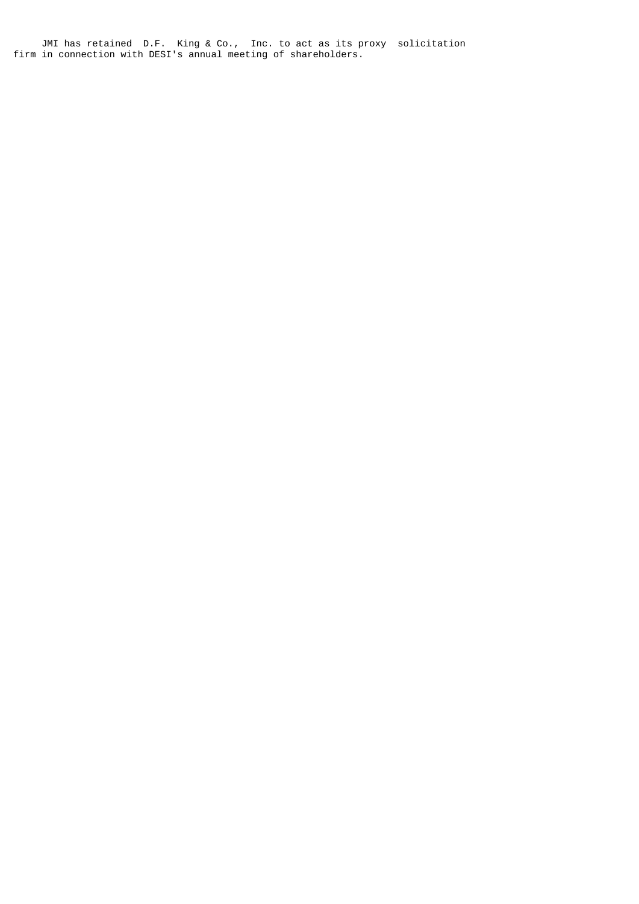JMI has retained D.F. King & Co., Inc. to act as its proxy solicitation firm in connection with DESI's annual meeting of shareholders.